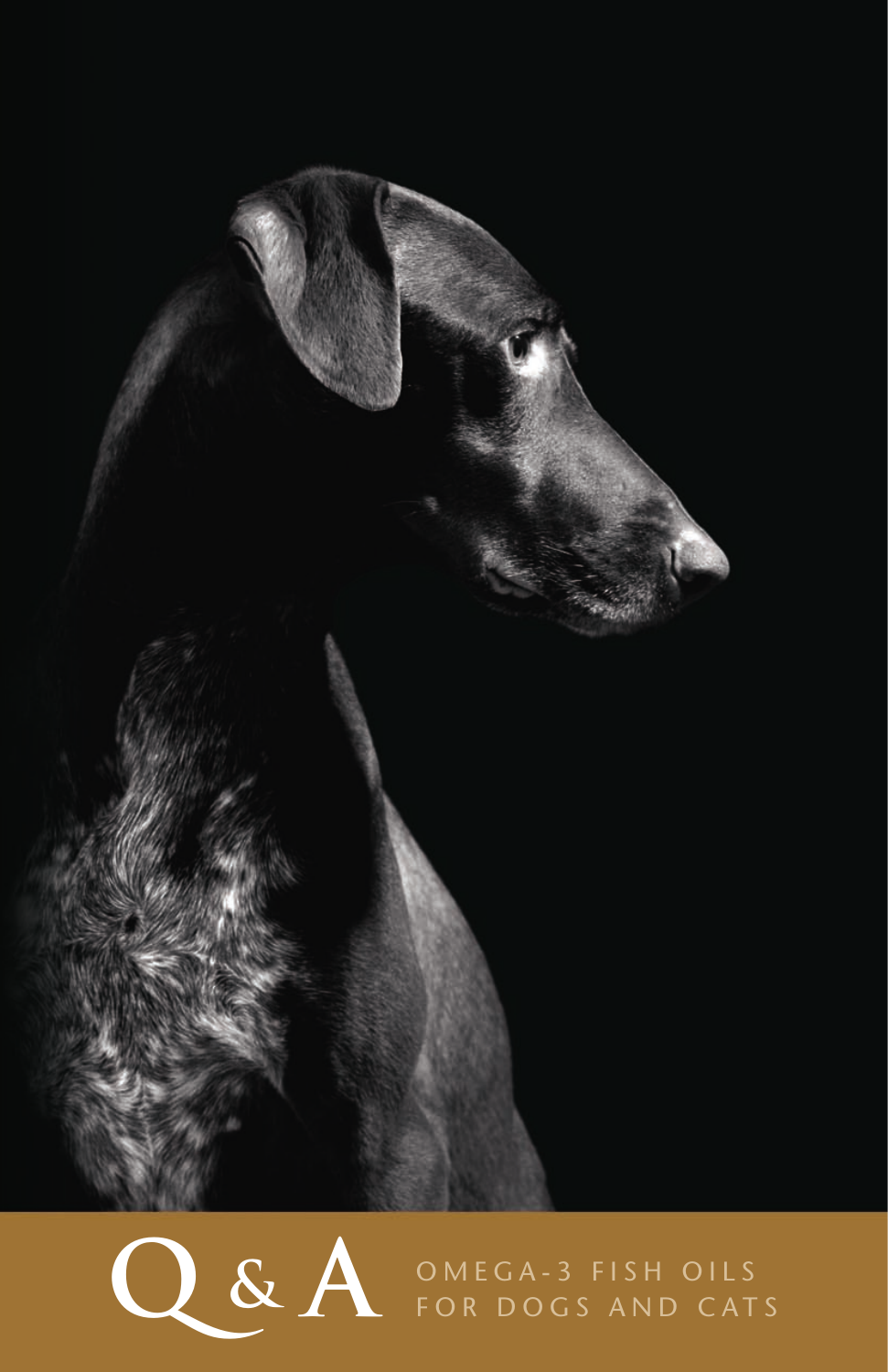# Q & A

## OMEGA-3 FISH OILS FOR DOGS AND CATS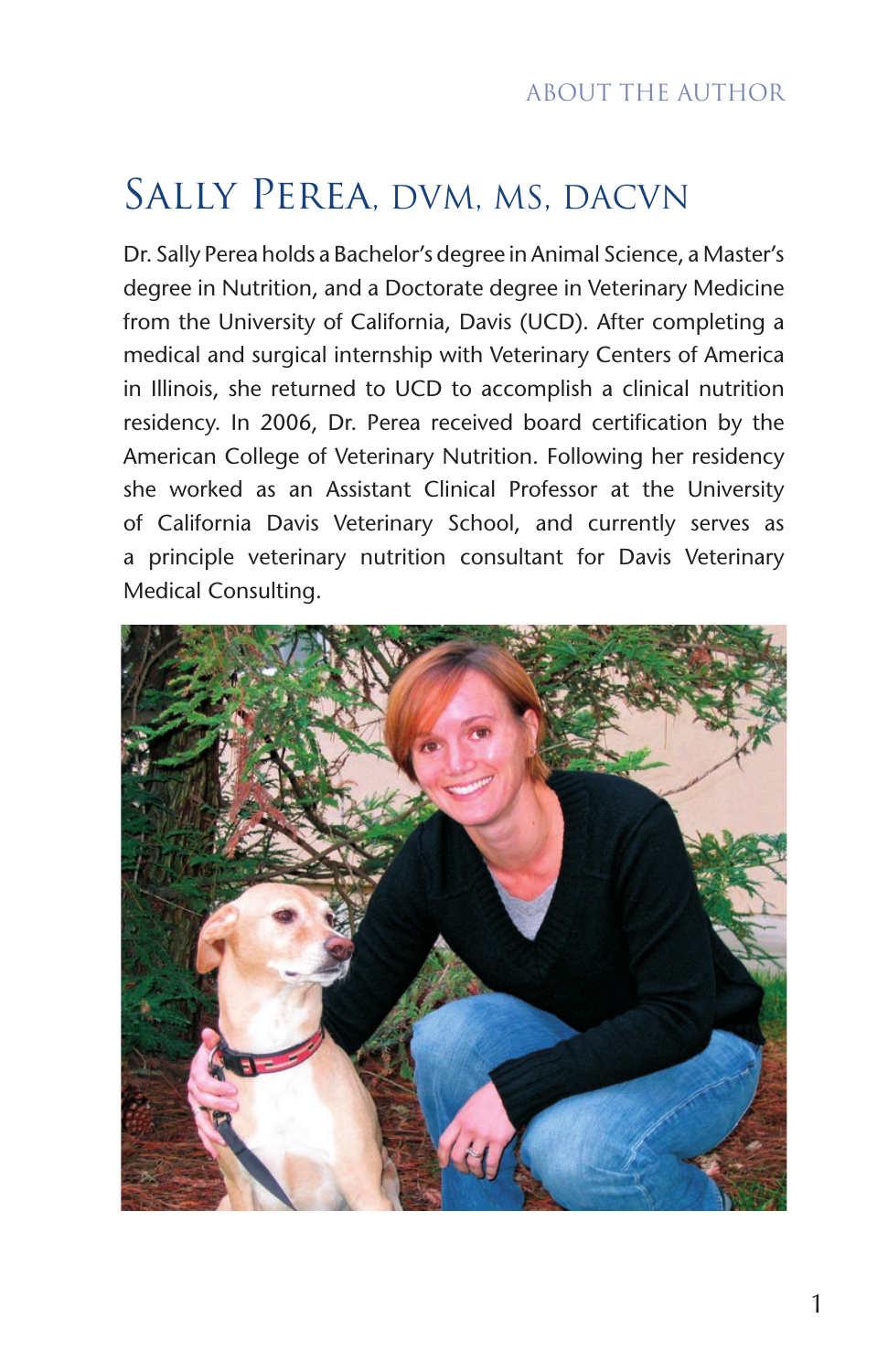## Sally Perea, DVM, MS, DACVN

Dr. Sally Perea holds a Bachelor's degree in Animal Science, a Master's degree in Nutrition, and a Doctorate degree in Veterinary Medicine from the University of California, Davis (UCD). After completing a medical and surgical internship with Veterinary Centers of America in Illinois, she returned to UCD to accomplish a clinical nutrition residency. In 2006, Dr. Perea received board certification by the American College of Veterinary Nutrition. Following her residency she worked as an Assistant Clinical Professor at the University of California Davis Veterinary School, and currently serves as a principle veterinary nutrition consultant for Davis Veterinary Medical Consulting.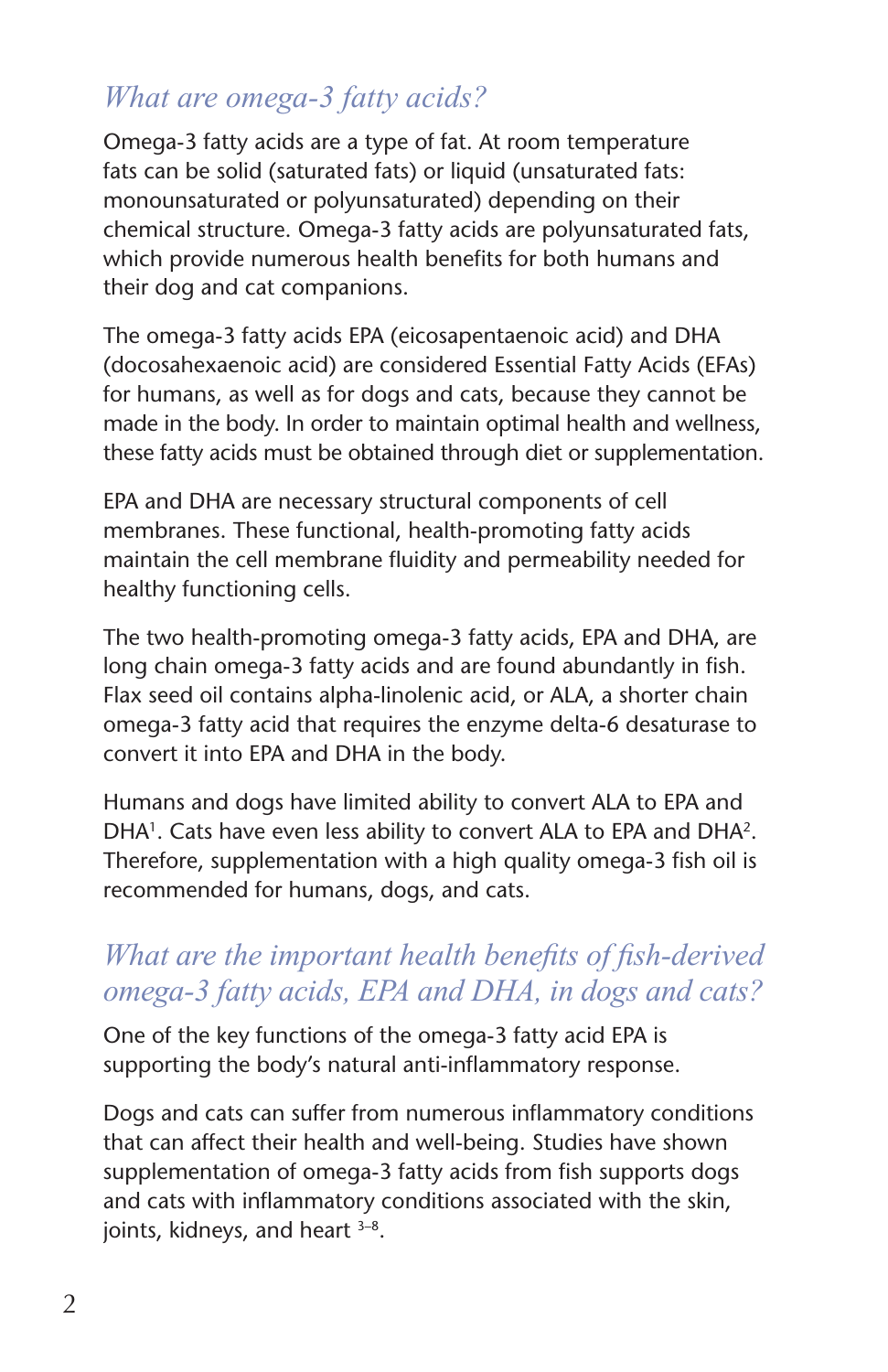## *What are omega-3 fatty acids?*

Omega-3 fatty acids are a type of fat. At room temperature fats can be solid (saturated fats) or liquid (unsaturated fats: monounsaturated or polyunsaturated) depending on their chemical structure. Omega-3 fatty acids are polyunsaturated fats, which provide numerous health benefits for both humans and their dog and cat companions.

The omega-3 fatty acids EPA (eicosapentaenoic acid) and DHA (docosahexaenoic acid) are considered Essential Fatty Acids (EFAs) for humans, as well as for dogs and cats, because they cannot be made in the body. In order to maintain optimal health and wellness, these fatty acids must be obtained through diet or supplementation.

EPA and DHA are necessary structural components of cell membranes. These functional, health-promoting fatty acids maintain the cell membrane fluidity and permeability needed for healthy functioning cells.

The two health-promoting omega-3 fatty acids, EPA and DHA, are long chain omega-3 fatty acids and are found abundantly in fish. Flax seed oil contains alpha-linolenic acid, or ALA, a shorter chain omega-3 fatty acid that requires the enzyme delta-6 desaturase to convert it into EPA and DHA in the body.

Humans and dogs have limited ability to convert ALA to EPA and DHA[1]. Cats have even less ability to convert ALA to EPA and DHA[2]. Therefore, supplementation with a high quality omega-3 fish oil is recommended for humans, dogs, and cats.

## *What are the important health benefits of fish-derived omega-3 fatty acids, EPA and DHA, in dogs and cats?*

One of the key functions of the omega-3 fatty acid EPA is supporting the body's natural anti-inflammatory response.

Dogs and cats can suffer from numerous inflammatory conditions that can affect their health and well-being. Studies have shown supplementation of omega-3 fatty acids from fish supports dogs and cats with inflammatory conditions associated with the skin, joints, kidneys, and heart [3–8].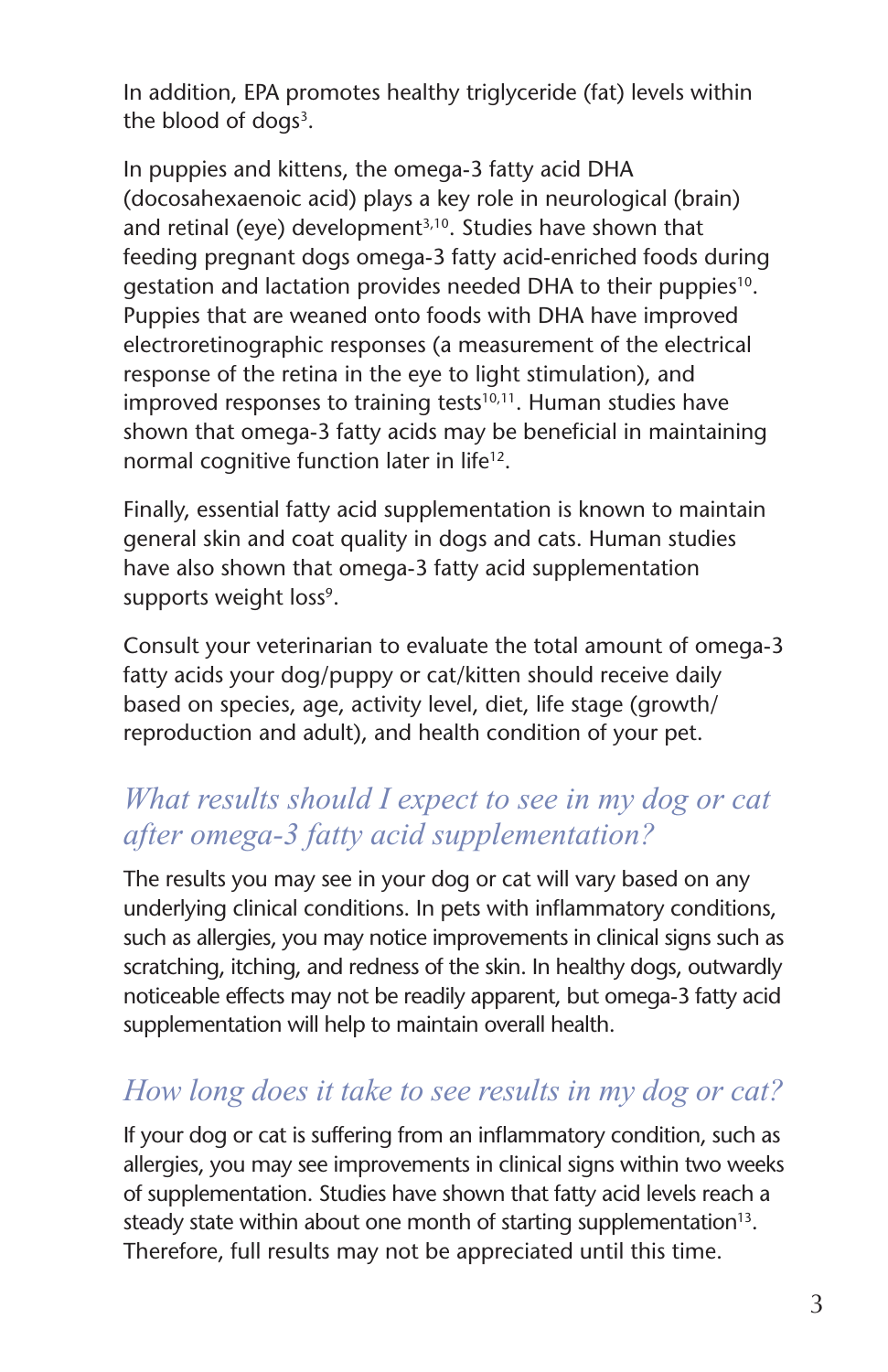In addition, EPA promotes healthy triglyceride (fat) levels within the blood of dogs[3].

In puppies and kittens, the omega-3 fatty acid DHA (docosahexaenoic acid) plays a key role in neurological (brain) and retinal (eye) development[3,10]. Studies have shown that feeding pregnant dogs omega-3 fatty acid-enriched foods during gestation and lactation provides needed DHA to their puppies[10]. Puppies that are weaned onto foods with DHA have improved electroretinographic responses (a measurement of the electrical response of the retina in the eye to light stimulation), and improved responses to training tests[10,11]. Human studies have shown that omega-3 fatty acids may be beneficial in maintaining normal cognitive function later in life[12].

Finally, essential fatty acid supplementation is known to maintain general skin and coat quality in dogs and cats. Human studies have also shown that omega-3 fatty acid supplementation supports weight loss[9].

Consult your veterinarian to evaluate the total amount of omega-3 fatty acids your dog/puppy or cat/kitten should receive daily based on species, age, activity level, diet, life stage (growth/ reproduction and adult), and health condition of your pet.

## *What results should I expect to see in my dog or cat after omega-3 fatty acid supplementation?*

The results you may see in your dog or cat will vary based on any underlying clinical conditions. In pets with inflammatory conditions, such as allergies, you may notice improvements in clinical signs such as scratching, itching, and redness of the skin. In healthy dogs, outwardly noticeable effects may not be readily apparent, but omega-3 fatty acid supplementation will help to maintain overall health.

## *How long does it take to see results in my dog or cat?*

If your dog or cat is suffering from an inflammatory condition, such as allergies, you may see improvements in clinical signs within two weeks of supplementation. Studies have shown that fatty acid levels reach a steady state within about one month of starting supplementation[13]. Therefore, full results may not be appreciated until this time.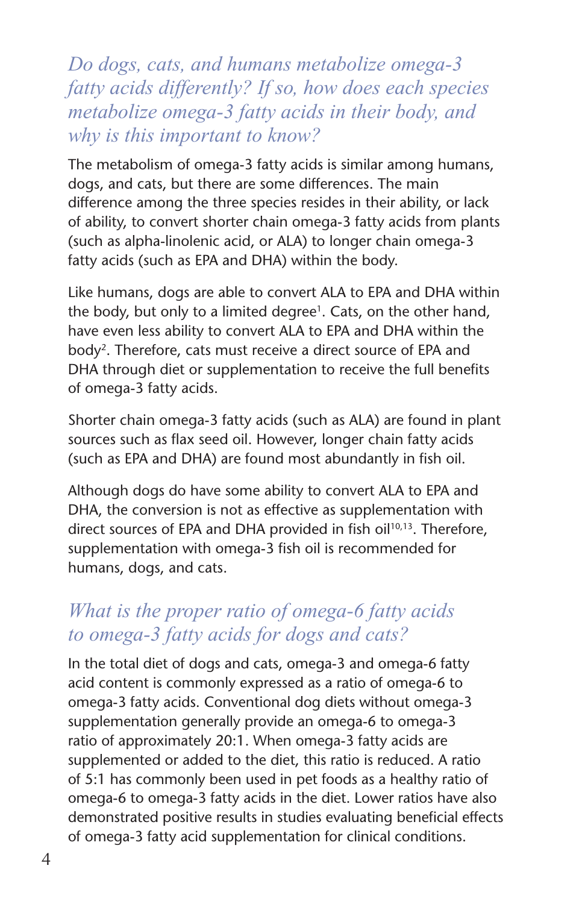## *Do dogs, cats, and humans metabolize omega-3 fatty acids differently? If so, how does each species metabolize omega-3 fatty acids in their body, and why is this important to know?*

The metabolism of omega-3 fatty acids is similar among humans, dogs, and cats, but there are some differences. The main difference among the three species resides in their ability, or lack of ability, to convert shorter chain omega-3 fatty acids from plants (such as alpha-linolenic acid, or ALA) to longer chain omega-3 fatty acids (such as EPA and DHA) within the body.

Like humans, dogs are able to convert ALA to EPA and DHA within the body, but only to a limited degree[1]. Cats, on the other hand, have even less ability to convert ALA to EPA and DHA within the body[2]. Therefore, cats must receive a direct source of EPA and DHA through diet or supplementation to receive the full benefits of omega-3 fatty acids.

Shorter chain omega-3 fatty acids (such as ALA) are found in plant sources such as flax seed oil. However, longer chain fatty acids (such as EPA and DHA) are found most abundantly in fish oil.

Although dogs do have some ability to convert ALA to EPA and DHA, the conversion is not as effective as supplementation with direct sources of EPA and DHA provided in fish oil[10,13]. Therefore, supplementation with omega-3 fish oil is recommended for humans, dogs, and cats.

## *What is the proper ratio of omega-6 fatty acids to omega-3 fatty acids for dogs and cats?*

In the total diet of dogs and cats, omega-3 and omega-6 fatty acid content is commonly expressed as a ratio of omega-6 to omega-3 fatty acids. Conventional dog diets without omega-3 supplementation generally provide an omega-6 to omega-3 ratio of approximately 20:1. When omega-3 fatty acids are supplemented or added to the diet, this ratio is reduced. A ratio of 5:1 has commonly been used in pet foods as a healthy ratio of omega-6 to omega-3 fatty acids in the diet. Lower ratios have also demonstrated positive results in studies evaluating beneficial effects of omega-3 fatty acid supplementation for clinical conditions.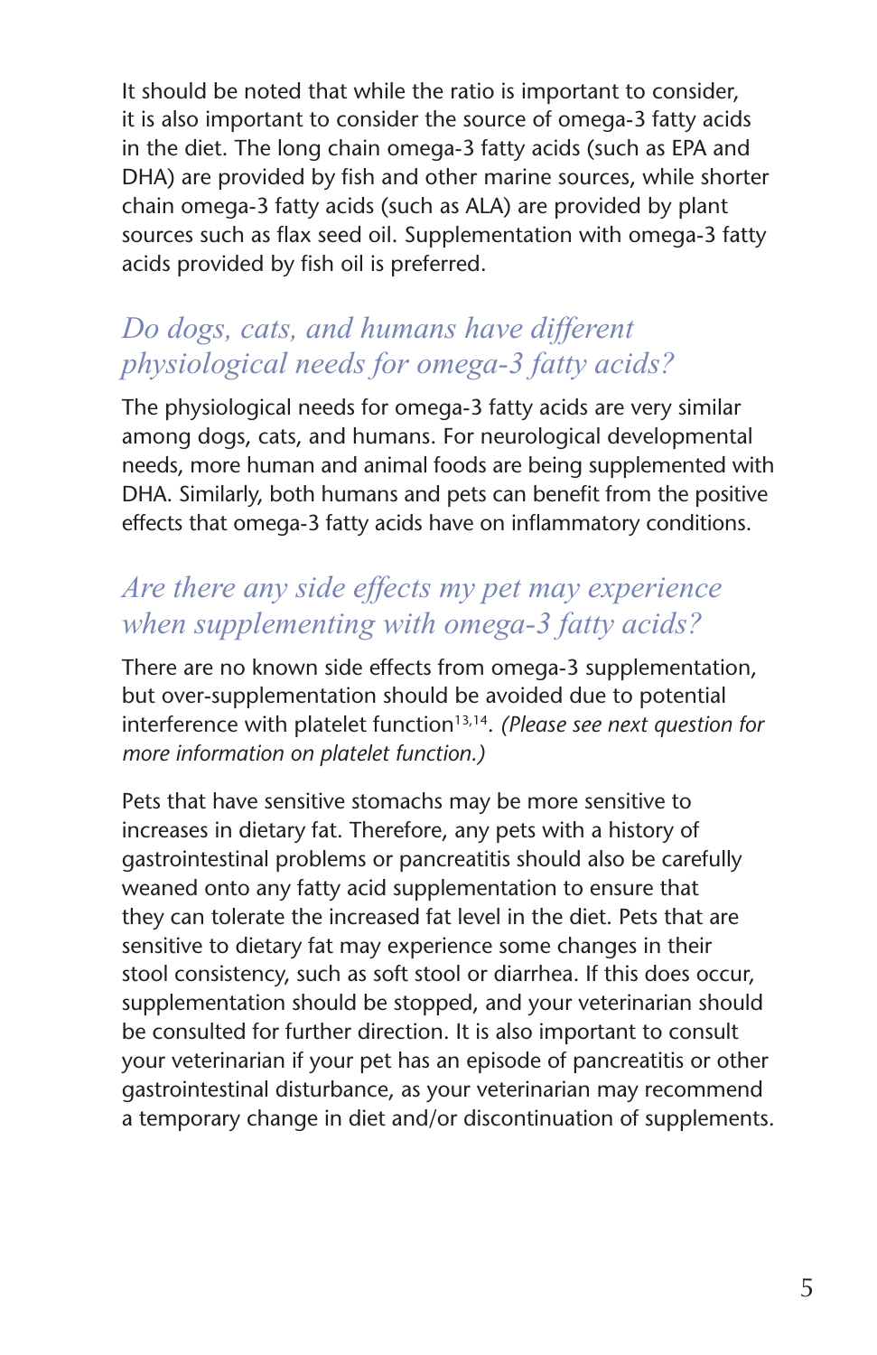It should be noted that while the ratio is important to consider, it is also important to consider the source of omega-3 fatty acids in the diet. The long chain omega-3 fatty acids (such as EPA and DHA) are provided by fish and other marine sources, while shorter chain omega-3 fatty acids (such as ALA) are provided by plant sources such as flax seed oil. Supplementation with omega-3 fatty acids provided by fish oil is preferred.

## *Do dogs, cats, and humans have different physiological needs for omega-3 fatty acids?*

The physiological needs for omega-3 fatty acids are very similar among dogs, cats, and humans. For neurological developmental needs, more human and animal foods are being supplemented with DHA. Similarly, both humans and pets can benefit from the positive effects that omega-3 fatty acids have on inflammatory conditions.

## *Are there any side effects my pet may experience when supplementing with omega-3 fatty acids?*

There are no known side effects from omega-3 supplementation, but over-supplementation should be avoided due to potential interference with platelet function[13,14]. *(Please see next question for more information on platelet function.)*

Pets that have sensitive stomachs may be more sensitive to increases in dietary fat. Therefore, any pets with a history of gastrointestinal problems or pancreatitis should also be carefully weaned onto any fatty acid supplementation to ensure that they can tolerate the increased fat level in the diet. Pets that are sensitive to dietary fat may experience some changes in their stool consistency, such as soft stool or diarrhea. If this does occur, supplementation should be stopped, and your veterinarian should be consulted for further direction. It is also important to consult your veterinarian if your pet has an episode of pancreatitis or other gastrointestinal disturbance, as your veterinarian may recommend a temporary change in diet and/or discontinuation of supplements.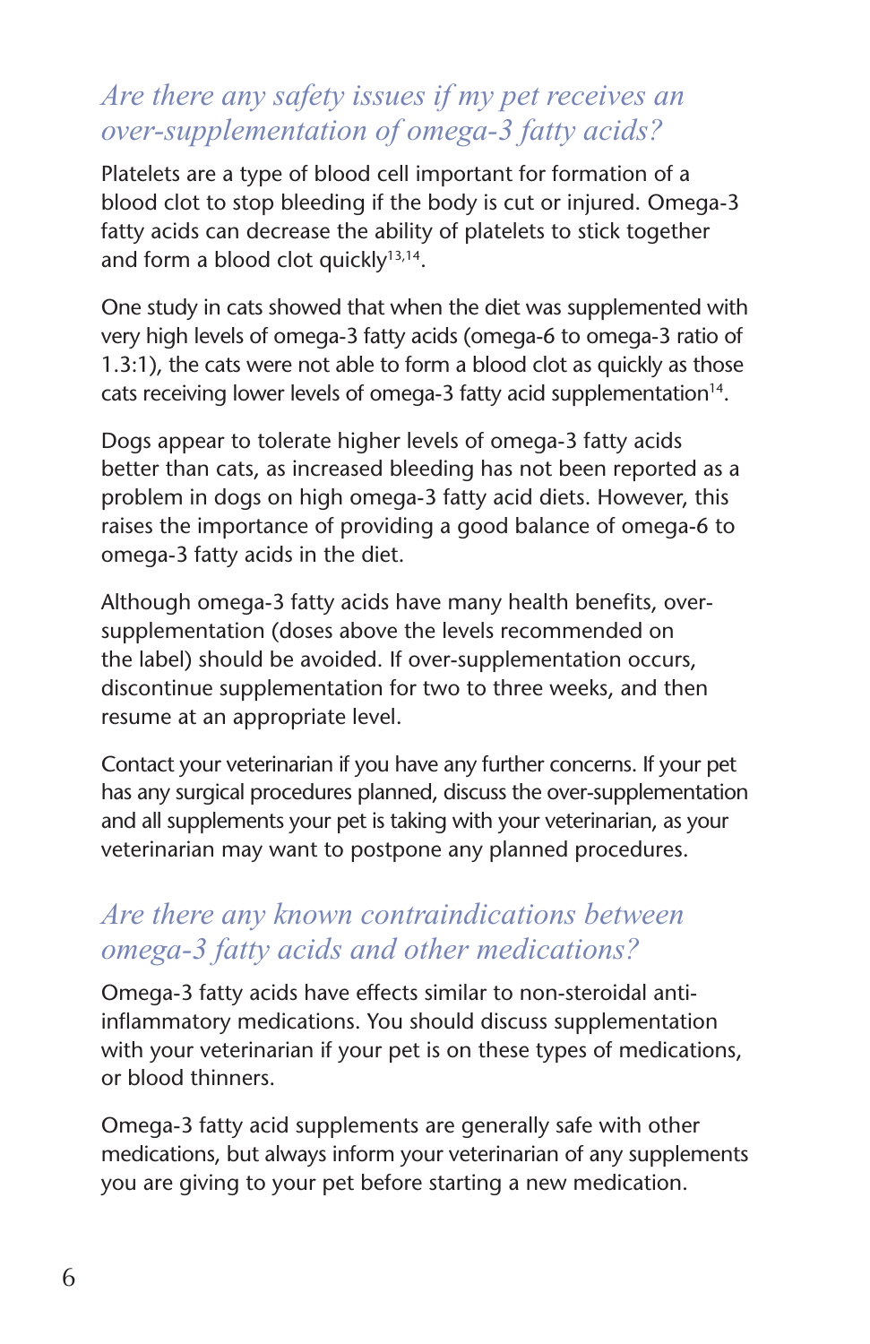## *Are there any safety issues if my pet receives an over-supplementation of omega-3 fatty acids?*

Platelets are a type of blood cell important for formation of a blood clot to stop bleeding if the body is cut or injured. Omega-3 fatty acids can decrease the ability of platelets to stick together and form a blood clot quickly[13,14].

One study in cats showed that when the diet was supplemented with very high levels of omega-3 fatty acids (omega-6 to omega-3 ratio of 1.3:1), the cats were not able to form a blood clot as quickly as those cats receiving lower levels of omega-3 fatty acid supplementation[14].

Dogs appear to tolerate higher levels of omega-3 fatty acids better than cats, as increased bleeding has not been reported as a problem in dogs on high omega-3 fatty acid diets. However, this raises the importance of providing a good balance of omega-6 to omega-3 fatty acids in the diet.

Although omega-3 fatty acids have many health benefits, over-supplementation (doses above the levels recommended on the label) should be avoided. If over-supplementation occurs, discontinue supplementation for two to three weeks, and then resume at an appropriate level.

Contact your veterinarian if you have any further concerns. If your pet has any surgical procedures planned, discuss the over-supplementation and all supplements your pet is taking with your veterinarian, as your veterinarian may want to postpone any planned procedures.

## *Are there any known contraindications between omega-3 fatty acids and other medications?*

Omega-3 fatty acids have effects similar to non-steroidal anti-inflammatory medications. You should discuss supplementation with your veterinarian if your pet is on these types of medications, or blood thinners.

Omega-3 fatty acid supplements are generally safe with other medications, but always inform your veterinarian of any supplements you are giving to your pet before starting a new medication.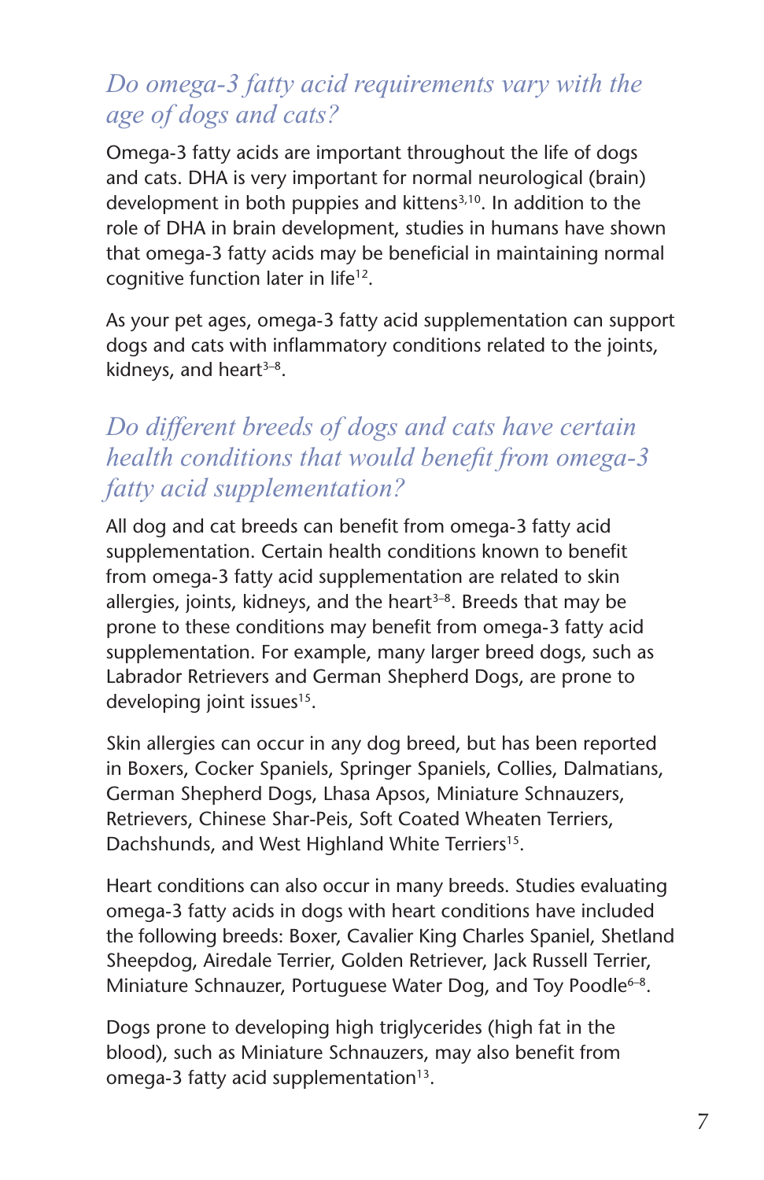## *Do omega-3 fatty acid requirements vary with the age of dogs and cats?*

Omega-3 fatty acids are important throughout the life of dogs and cats. DHA is very important for normal neurological (brain) development in both puppies and kittens[3,10]. In addition to the role of DHA in brain development, studies in humans have shown that omega-3 fatty acids may be beneficial in maintaining normal cognitive function later in life[12].

As your pet ages, omega-3 fatty acid supplementation can support dogs and cats with inflammatory conditions related to the joints, kidneys, and heart[3–8].

## *Do different breeds of dogs and cats have certain health conditions that would benefit from omega-3 fatty acid supplementation?*

All dog and cat breeds can benefit from omega-3 fatty acid supplementation. Certain health conditions known to benefit from omega-3 fatty acid supplementation are related to skin allergies, joints, kidneys, and the heart[3–8]. Breeds that may be prone to these conditions may benefit from omega-3 fatty acid supplementation. For example, many larger breed dogs, such as Labrador Retrievers and German Shepherd Dogs, are prone to developing joint issues[15].

Skin allergies can occur in any dog breed, but has been reported in Boxers, Cocker Spaniels, Springer Spaniels, Collies, Dalmatians, German Shepherd Dogs, Lhasa Apsos, Miniature Schnauzers, Retrievers, Chinese Shar-Peis, Soft Coated Wheaten Terriers, Dachshunds, and West Highland White Terriers[15].

Heart conditions can also occur in many breeds. Studies evaluating omega-3 fatty acids in dogs with heart conditions have included the following breeds: Boxer, Cavalier King Charles Spaniel, Shetland Sheepdog, Airedale Terrier, Golden Retriever, Jack Russell Terrier, Miniature Schnauzer, Portuguese Water Dog, and Toy Poodle[6–8].

Dogs prone to developing high triglycerides (high fat in the blood), such as Miniature Schnauzers, may also benefit from omega-3 fatty acid supplementation[13].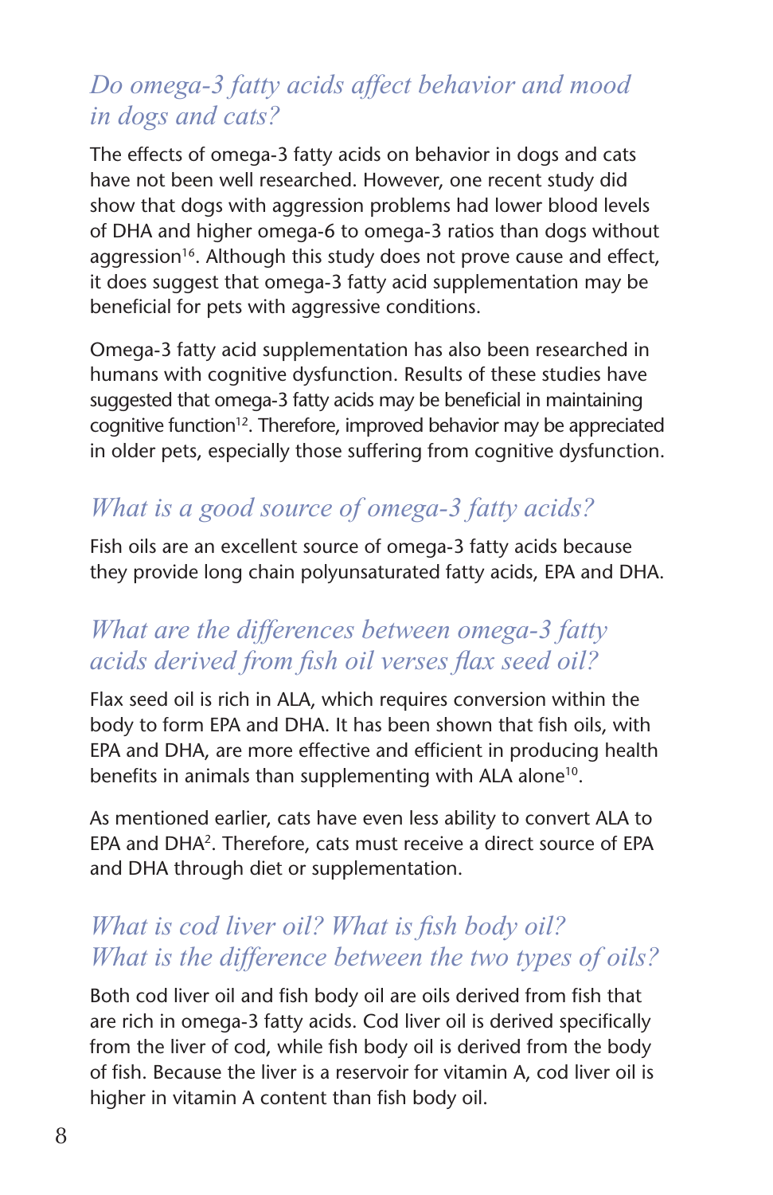## *Do omega-3 fatty acids affect behavior and mood in dogs and cats?*

The effects of omega-3 fatty acids on behavior in dogs and cats have not been well researched. However, one recent study did show that dogs with aggression problems had lower blood levels of DHA and higher omega-6 to omega-3 ratios than dogs without aggression[16]. Although this study does not prove cause and effect, it does suggest that omega-3 fatty acid supplementation may be beneficial for pets with aggressive conditions.

Omega-3 fatty acid supplementation has also been researched in humans with cognitive dysfunction. Results of these studies have suggested that omega-3 fatty acids may be beneficial in maintaining cognitive function[12]. Therefore, improved behavior may be appreciated in older pets, especially those suffering from cognitive dysfunction.

## *What is a good source of omega-3 fatty acids?*

Fish oils are an excellent source of omega-3 fatty acids because they provide long chain polyunsaturated fatty acids, EPA and DHA.

## *What are the differences between omega-3 fatty acids derived from fish oil verses flax seed oil?*

Flax seed oil is rich in ALA, which requires conversion within the body to form EPA and DHA. It has been shown that fish oils, with EPA and DHA, are more effective and efficient in producing health benefits in animals than supplementing with ALA alone[10].

As mentioned earlier, cats have even less ability to convert ALA to EPA and DHA[2]. Therefore, cats must receive a direct source of EPA and DHA through diet or supplementation.

## *What is cod liver oil? What is fish body oil? What is the difference between the two types of oils?*

Both cod liver oil and fish body oil are oils derived from fish that are rich in omega-3 fatty acids. Cod liver oil is derived specifically from the liver of cod, while fish body oil is derived from the body of fish. Because the liver is a reservoir for vitamin A, cod liver oil is higher in vitamin A content than fish body oil.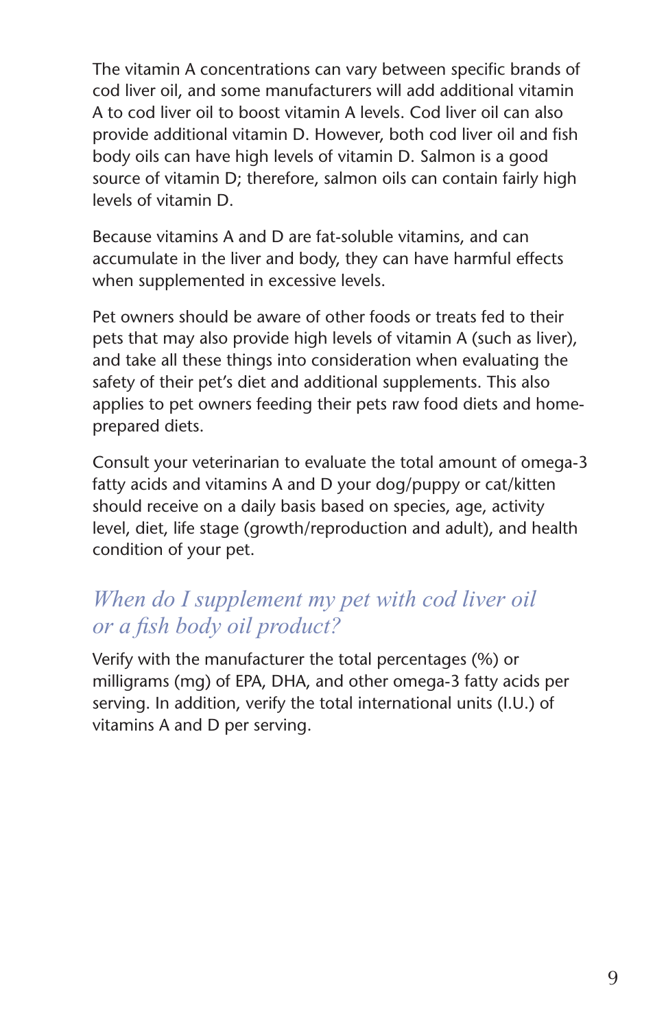The vitamin A concentrations can vary between specific brands of cod liver oil, and some manufacturers will add additional vitamin A to cod liver oil to boost vitamin A levels. Cod liver oil can also provide additional vitamin D. However, both cod liver oil and fish body oils can have high levels of vitamin D. Salmon is a good source of vitamin D; therefore, salmon oils can contain fairly high levels of vitamin D.

Because vitamins A and D are fat-soluble vitamins, and can accumulate in the liver and body, they can have harmful effects when supplemented in excessive levels.

Pet owners should be aware of other foods or treats fed to their pets that may also provide high levels of vitamin A (such as liver), and take all these things into consideration when evaluating the safety of their pet's diet and additional supplements. This also applies to pet owners feeding their pets raw food diets and home-prepared diets.

Consult your veterinarian to evaluate the total amount of omega-3 fatty acids and vitamins A and D your dog/puppy or cat/kitten should receive on a daily basis based on species, age, activity level, diet, life stage (growth/reproduction and adult), and health condition of your pet.

## *When do I supplement my pet with cod liver oil or a fish body oil product?*

Verify with the manufacturer the total percentages (%) or milligrams (mg) of EPA, DHA, and other omega-3 fatty acids per serving. In addition, verify the total international units (I.U.) of vitamins A and D per serving.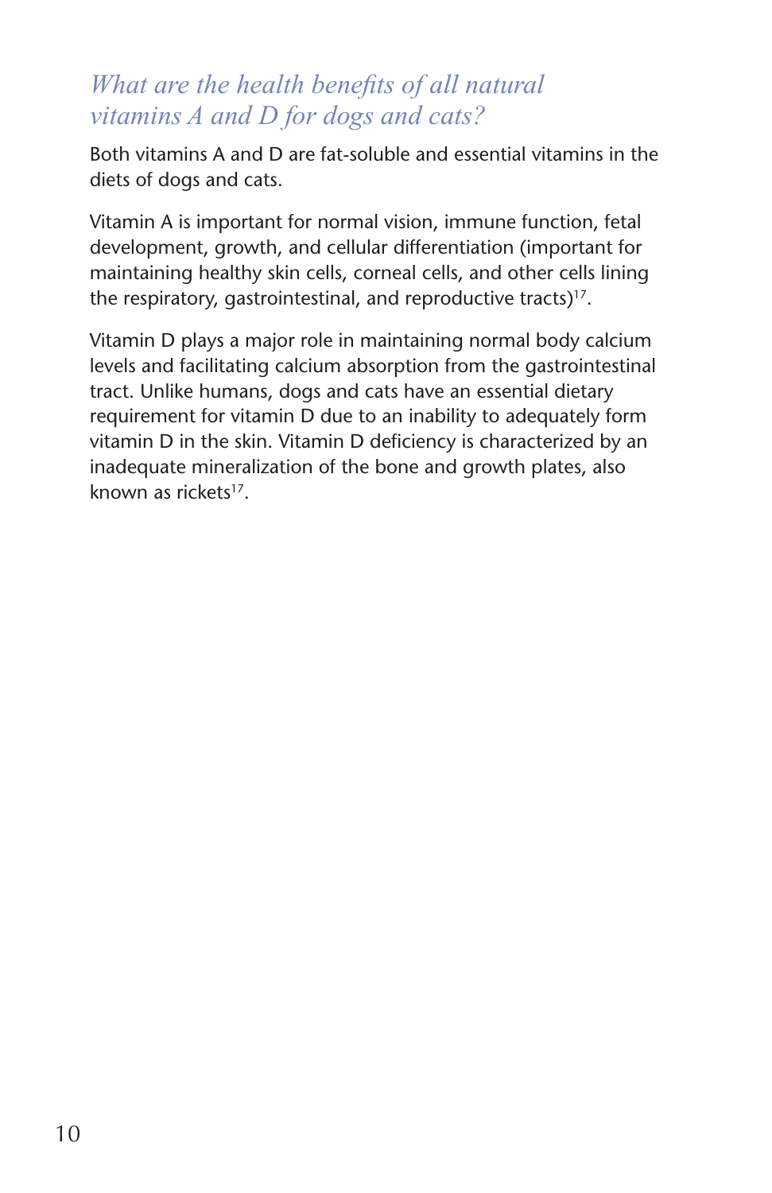## *What are the health benefits of all natural vitamins A and D for dogs and cats?*

Both vitamins A and D are fat-soluble and essential vitamins in the diets of dogs and cats.

Vitamin A is important for normal vision, immune function, fetal development, growth, and cellular differentiation (important for maintaining healthy skin cells, corneal cells, and other cells lining the respiratory, gastrointestinal, and reproductive tracts)[17].

Vitamin D plays a major role in maintaining normal body calcium levels and facilitating calcium absorption from the gastrointestinal tract. Unlike humans, dogs and cats have an essential dietary requirement for vitamin D due to an inability to adequately form vitamin D in the skin. Vitamin D deficiency is characterized by an inadequate mineralization of the bone and growth plates, also known as rickets[17].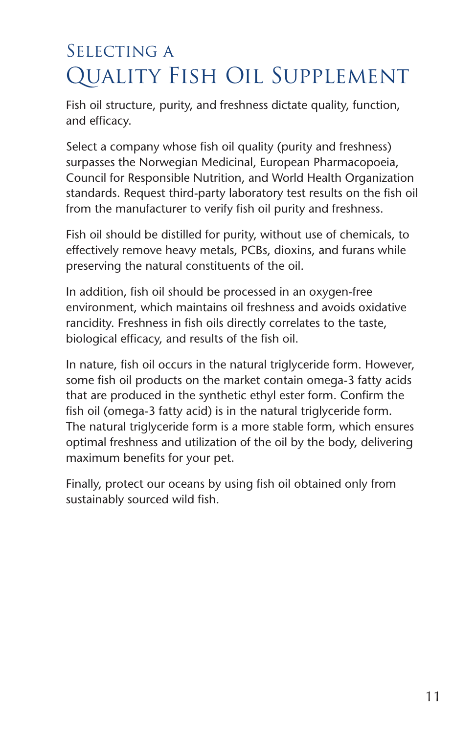# Selecting a Quality Fish Oil Supplement

Fish oil structure, purity, and freshness dictate quality, function, and efficacy.

Select a company whose fish oil quality (purity and freshness) surpasses the Norwegian Medicinal, European Pharmacopoeia, Council for Responsible Nutrition, and World Health Organization standards. Request third-party laboratory test results on the fish oil from the manufacturer to verify fish oil purity and freshness.

Fish oil should be distilled for purity, without use of chemicals, to effectively remove heavy metals, PCBs, dioxins, and furans while preserving the natural constituents of the oil.

In addition, fish oil should be processed in an oxygen-free environment, which maintains oil freshness and avoids oxidative rancidity. Freshness in fish oils directly correlates to the taste, biological efficacy, and results of the fish oil.

In nature, fish oil occurs in the natural triglyceride form. However, some fish oil products on the market contain omega-3 fatty acids that are produced in the synthetic ethyl ester form. Confirm the fish oil (omega-3 fatty acid) is in the natural triglyceride form. The natural triglyceride form is a more stable form, which ensures optimal freshness and utilization of the oil by the body, delivering maximum benefits for your pet.

Finally, protect our oceans by using fish oil obtained only from sustainably sourced wild fish.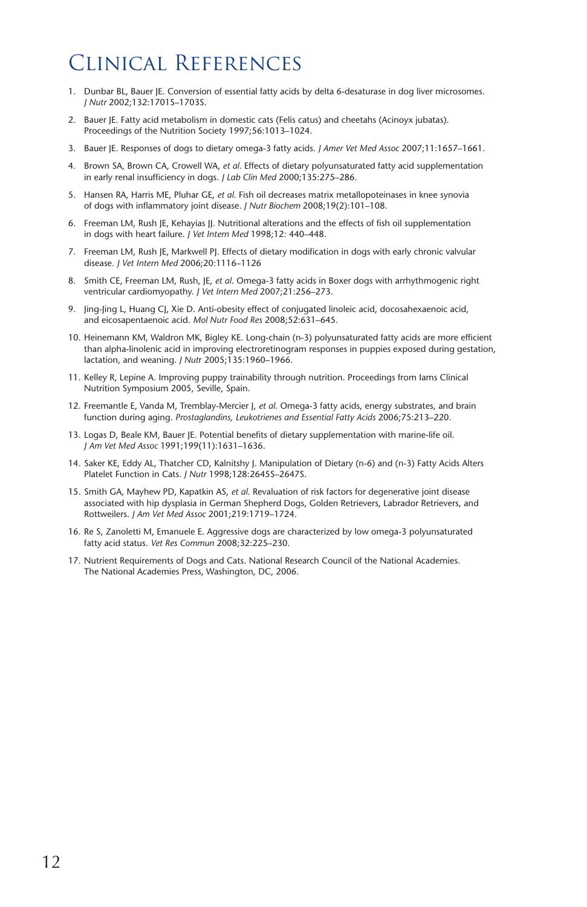# Clinical References

1. Dunbar BL, Bauer JE. Conversion of essential fatty acids by delta 6-desaturase in dog liver microsomes. *J Nutr* 2002;132:1701S–1703S.

2. Bauer JE. Fatty acid metabolism in domestic cats (Felis catus) and cheetahs (Acinoyx jubatas). Proceedings of the Nutrition Society 1997;56:1013–1024.

3. Bauer JE. Responses of dogs to dietary omega-3 fatty acids. *J Amer Vet Med Assoc* 2007;11:1657–1661.

4. Brown SA, Brown CA, Crowell WA, *et al.* Effects of dietary polyunsaturated fatty acid supplementation in early renal insufficiency in dogs. *J Lab Clin Med* 2000;135:275–286.

5. Hansen RA, Harris ME, Pluhar GE, *et al.* Fish oil decreases matrix metallopoteinases in knee synovia of dogs with inflammatory joint disease. *J Nutr Biochem* 2008;19(2):101–108.

6. Freeman LM, Rush JE, Kehayias JJ. Nutritional alterations and the effects of fish oil supplementation in dogs with heart failure. *J Vet Intern Med* 1998;12: 440–448.

7. Freeman LM, Rush JE, Markwell PJ. Effects of dietary modification in dogs with early chronic valvular disease. *J Vet Intern Med* 2006;20:1116–1126

8. Smith CE, Freeman LM, Rush, JE, *et al.* Omega-3 fatty acids in Boxer dogs with arrhythmogenic right ventricular cardiomyopathy. *J Vet Intern Med* 2007;21:256–273.

9. Jing-Jing L, Huang CJ, Xie D. Anti-obesity effect of conjugated linoleic acid, docosahexaenoic acid, and eicosapentaenoic acid. *Mol Nutr Food Res* 2008;52:631–645.

10. Heinemann KM, Waldron MK, Bigley KE. Long-chain (n-3) polyunsaturated fatty acids are more efficient than alpha-linolenic acid in improving electroretinogram responses in puppies exposed during gestation, lactation, and weaning. *J Nutr* 2005;135:1960–1966.

11. Kelley R, Lepine A. Improving puppy trainability through nutrition. Proceedings from Iams Clinical Nutrition Symposium 2005, Seville, Spain.

12. Freemantle E, Vanda M, Tremblay-Mercier J, *et al.* Omega-3 fatty acids, energy substrates, and brain function during aging. *Prostaglandins, Leukotrienes and Essential Fatty Acids* 2006;75:213–220.

13. Logas D, Beale KM, Bauer JE. Potential benefits of dietary supplementation with marine-life oil. *J Am Vet Med Assoc* 1991;199(11):1631–1636.

14. Saker KE, Eddy AL, Thatcher CD, Kalnitshy J. Manipulation of Dietary (n-6) and (n-3) Fatty Acids Alters Platelet Function in Cats. *J Nutr* 1998;128:2645S–2647S.

15. Smith GA, Mayhew PD, Kapatkin AS, *et al.* Revaluation of risk factors for degenerative joint disease associated with hip dysplasia in German Shepherd Dogs, Golden Retrievers, Labrador Retrievers, and Rottweilers. *J Am Vet Med Assoc* 2001;219:1719–1724.

16. Re S, Zanoletti M, Emanuele E. Aggressive dogs are characterized by low omega-3 polyunsaturated fatty acid status. *Vet Res Commun* 2008;32:225–230.

17. Nutrient Requirements of Dogs and Cats. National Research Council of the National Academies. The National Academies Press, Washington, DC, 2006.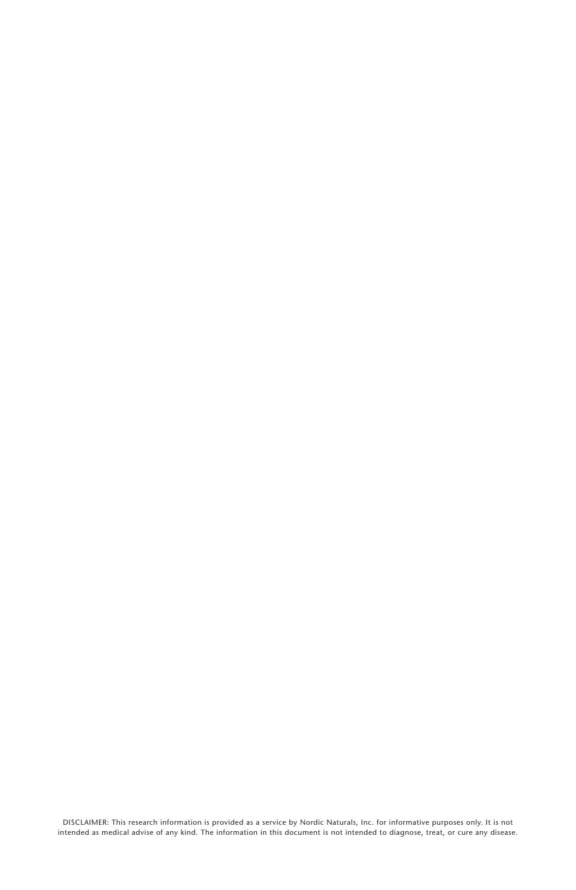DISCLAIMER: This research information is provided as a service by Nordic Naturals, Inc. for informative purposes only. It is not intended as medical advise of any kind. The information in this document is not intended to diagnose, treat, or cure any disease.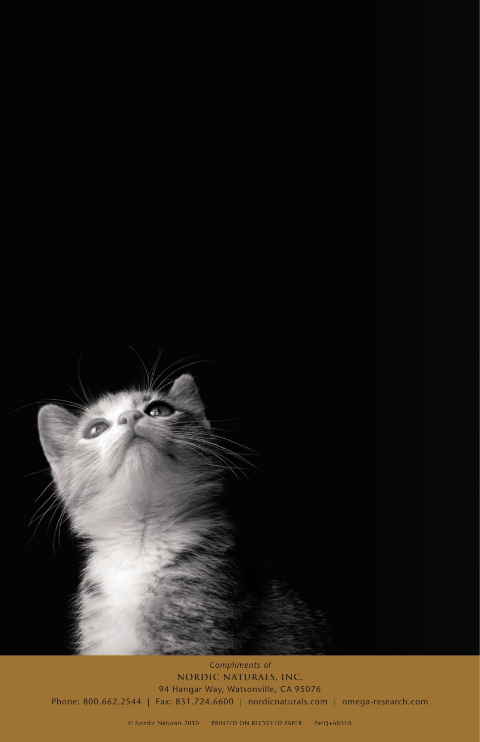*Compliments of*

NORDIC NATURALS, INC.

94 Hangar Way, Watsonville, CA 95076

Phone: 800.662.2544 | Fax: 831.724.6600 | nordicnaturals.com | omega-research.com

© Nordic Naturals 2010 PRINTED ON RECYCLED PAPER PetQ+A0310